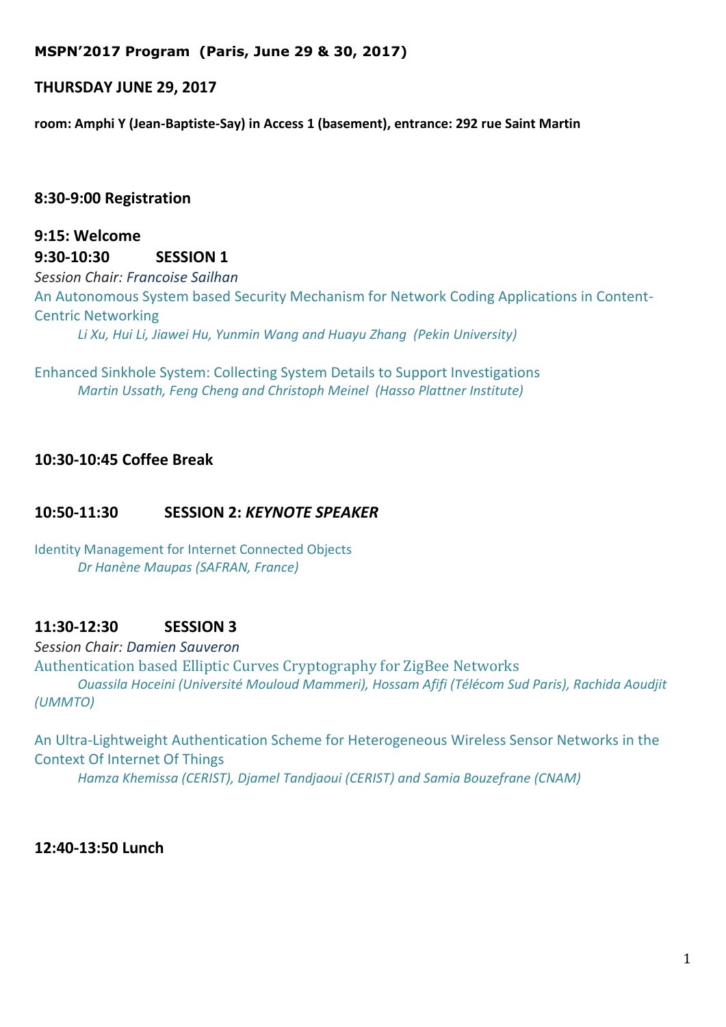**MSPN'2017 Program (Paris, June 29 & 30, 2017)**

## THURSDAY JUNE 29, 2017

**room: Amphi Y (Jean-Baptiste-Say) in Access 1 (basement), entrance: 292 rue Saint Martin**

### 8:30-9:00 Registration

### 9:15: Welcome

### 9:30-10:30 SESSION 1

*Session Chair:* Francoise Sailhan

An Autonomous System based Security Mechanism for Network Coding Applications in Content-Centric Networking
*Li Xu, Hui Li, Jiawei Hu, Yunmin Wang and Huayu Zhang (Pekin University)*

Enhanced Sinkhole System: Collecting System Details to Support Investigations
*Martin Ussath, Feng Cheng and Christoph Meinel (Hasso Plattner Institute)*

### 10:30-10:45 Coffee Break

### 10:50-11:30 SESSION 2: *KEYNOTE SPEAKER*

Identity Management for Internet Connected Objects
*Dr Hanène Maupas (SAFRAN, France)*

### 11:30-12:30 SESSION 3

*Session Chair:* Damien Sauveron

Authentication based Elliptic Curves Cryptography for ZigBee Networks
*Ouassila Hoceini (Université Mouloud Mammeri), Hossam Afifi (Télécom Sud Paris), Rachida Aoudjit (UMMTO)*

An Ultra-Lightweight Authentication Scheme for Heterogeneous Wireless Sensor Networks in the Context Of Internet Of Things
*Hamza Khemissa (CERIST), Djamel Tandjaoui (CERIST) and Samia Bouzefrane (CNAM)*

### 12:40-13:50 Lunch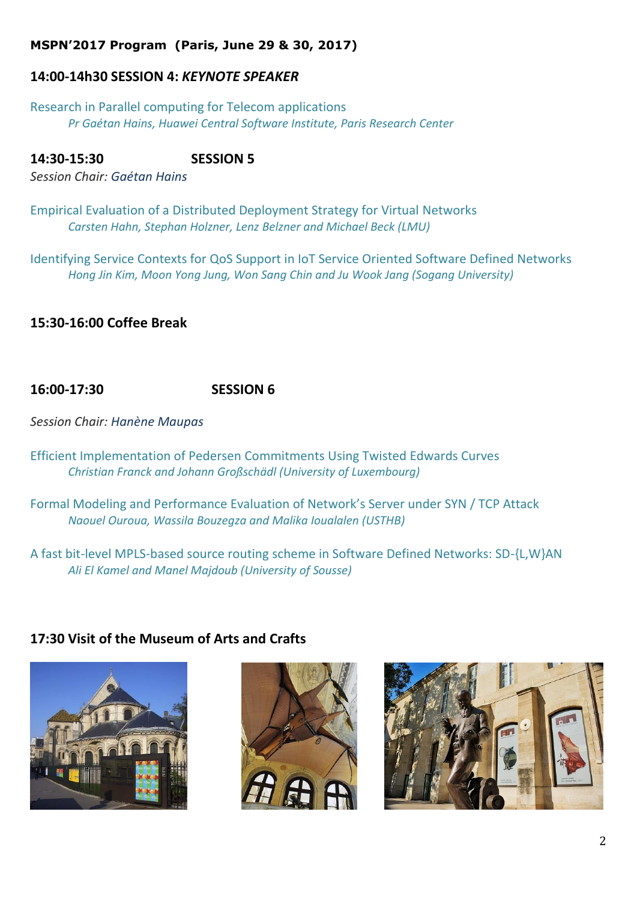**MSPN'2017 Program (Paris, June 29 & 30, 2017)**

## 14:00-14h30 SESSION 4: *KEYNOTE SPEAKER*

Research in Parallel computing for Telecom applications
*Pr Gaétan Hains, Huawei Central Software Institute, Paris Research Center*

## 14:30-15:30 SESSION 5

*Session Chair: Gaétan Hains*

Empirical Evaluation of a Distributed Deployment Strategy for Virtual Networks
*Carsten Hahn, Stephan Holzner, Lenz Belzner and Michael Beck (LMU)*

Identifying Service Contexts for QoS Support in IoT Service Oriented Software Defined Networks
*Hong Jin Kim, Moon Yong Jung, Won Sang Chin and Ju Wook Jang (Sogang University)*

## 15:30-16:00 Coffee Break

## 16:00-17:30 SESSION 6

*Session Chair: Hanène Maupas*

Efficient Implementation of Pedersen Commitments Using Twisted Edwards Curves
*Christian Franck and Johann Großschädl (University of Luxembourg)*

Formal Modeling and Performance Evaluation of Network's Server under SYN / TCP Attack
*Naouel Ouroua, Wassila Bouzegza and Malika Ioualalen (USTHB)*

A fast bit-level MPLS-based source routing scheme in Software Defined Networks: SD-{L,W}AN
*Ali El Kamel and Manel Majdoub (University of Sousse)*

## 17:30 Visit of the Museum of Arts and Crafts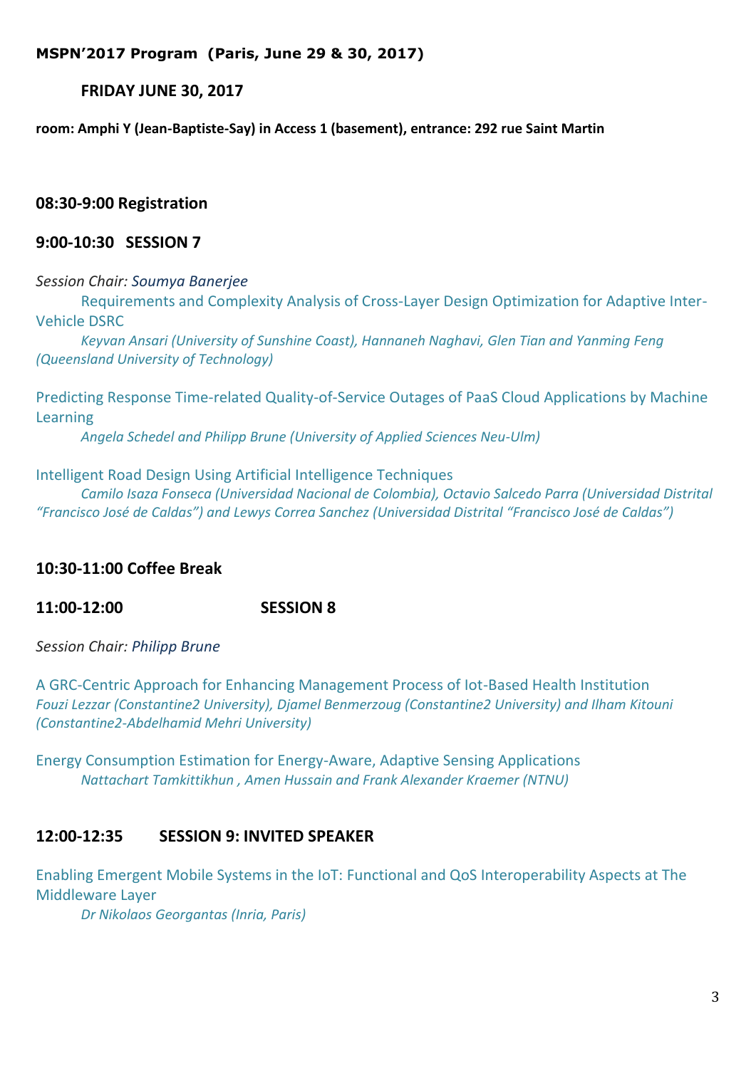**MSPN'2017 Program (Paris, June 29 & 30, 2017)**

## FRIDAY JUNE 30, 2017

**room: Amphi Y (Jean-Baptiste-Say) in Access 1 (basement), entrance: 292 rue Saint Martin**

### 08:30-9:00 Registration

### 9:00-10:30 SESSION 7

*Session Chair: Soumya Banerjee*

Requirements and Complexity Analysis of Cross-Layer Design Optimization for Adaptive Inter-Vehicle DSRC
*Keyvan Ansari (University of Sunshine Coast), Hannaneh Naghavi, Glen Tian and Yanming Feng (Queensland University of Technology)*

Predicting Response Time-related Quality-of-Service Outages of PaaS Cloud Applications by Machine Learning
*Angela Schedel and Philipp Brune (University of Applied Sciences Neu-Ulm)*

Intelligent Road Design Using Artificial Intelligence Techniques
*Camilo Isaza Fonseca (Universidad Nacional de Colombia), Octavio Salcedo Parra (Universidad Distrital "Francisco José de Caldas") and Lewys Correa Sanchez (Universidad Distrital "Francisco José de Caldas")*

### 10:30-11:00 Coffee Break

### 11:00-12:00 SESSION 8

*Session Chair: Philipp Brune*

A GRC-Centric Approach for Enhancing Management Process of Iot-Based Health Institution
*Fouzi Lezzar (Constantine2 University), Djamel Benmerzoug (Constantine2 University) and Ilham Kitouni (Constantine2-Abdelhamid Mehri University)*

Energy Consumption Estimation for Energy-Aware, Adaptive Sensing Applications
*Nattachart Tamkittikhun , Amen Hussain and Frank Alexander Kraemer (NTNU)*

### 12:00-12:35 SESSION 9: INVITED SPEAKER

Enabling Emergent Mobile Systems in the IoT: Functional and QoS Interoperability Aspects at The Middleware Layer
*Dr Nikolaos Georgantas (Inria, Paris)*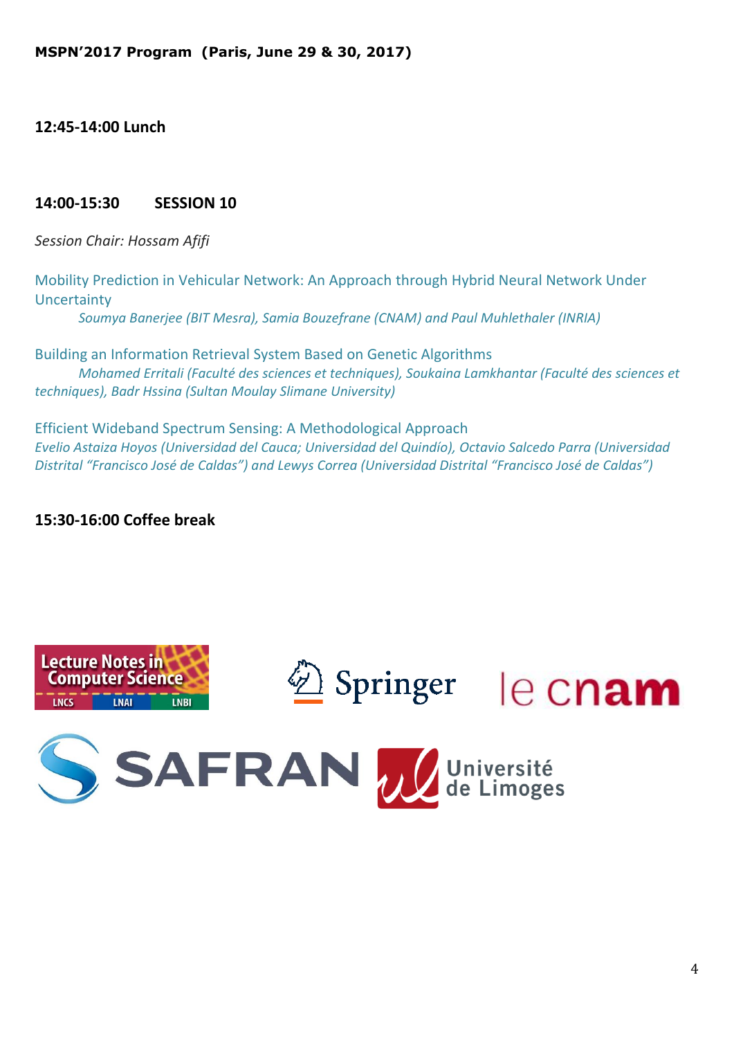**12:45-14:00 Lunch**

**14:00-15:30 SESSION 10**

*Session Chair: Hossam Afifi*

Mobility Prediction in Vehicular Network: An Approach through Hybrid Neural Network Under Uncertainty
*Soumya Banerjee (BIT Mesra), Samia Bouzefrane (CNAM) and Paul Muhlethaler (INRIA)*

Building an Information Retrieval System Based on Genetic Algorithms
*Mohamed Erritali (Faculté des sciences et techniques), Soukaina Lamkhantar (Faculté des sciences et techniques), Badr Hssina (Sultan Moulay Slimane University)*

Efficient Wideband Spectrum Sensing: A Methodological Approach
*Evelio Astaiza Hoyos (Universidad del Cauca; Universidad del Quindío), Octavio Salcedo Parra (Universidad Distrital "Francisco José de Caldas") and Lewys Correa (Universidad Distrital "Francisco José de Caldas")*

**15:30-16:00 Coffee break**